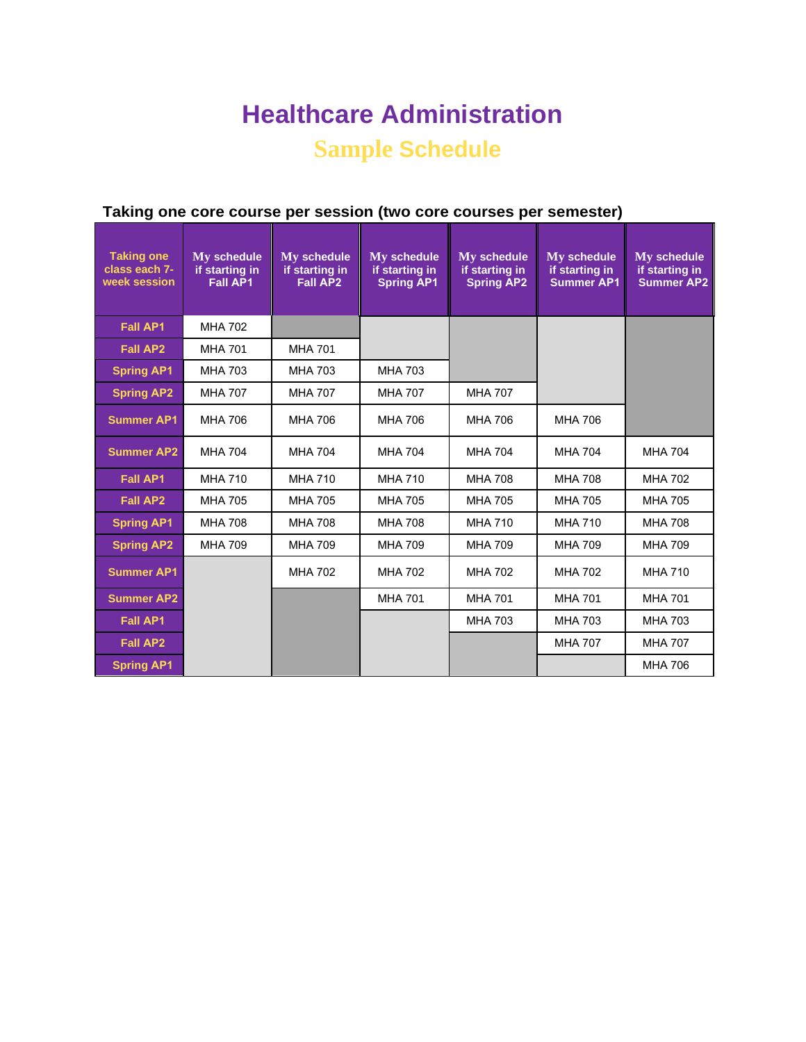# Healthcare Administration

## Sample Schedule

### Taking one core course per session (two core courses per semester)

| Taking one class each 7-week session | My schedule if starting in Fall AP1 | My schedule if starting in Fall AP2 | My schedule if starting in Spring AP1 | My schedule if starting in Spring AP2 | My schedule if starting in Summer AP1 | My schedule if starting in Summer AP2 |
|---|---|---|---|---|---|---|
| Fall AP1 | MHA 702 | | | | | |
| Fall AP2 | MHA 701 | MHA 701 | | | | |
| Spring AP1 | MHA 703 | MHA 703 | MHA 703 | | | |
| Spring AP2 | MHA 707 | MHA 707 | MHA 707 | MHA 707 | | |
| Summer AP1 | MHA 706 | MHA 706 | MHA 706 | MHA 706 | MHA 706 | |
| Summer AP2 | MHA 704 | MHA 704 | MHA 704 | MHA 704 | MHA 704 | MHA 704 |
| Fall AP1 | MHA 710 | MHA 710 | MHA 710 | MHA 708 | MHA 708 | MHA 702 |
| Fall AP2 | MHA 705 | MHA 705 | MHA 705 | MHA 705 | MHA 705 | MHA 705 |
| Spring AP1 | MHA 708 | MHA 708 | MHA 708 | MHA 710 | MHA 710 | MHA 708 |
| Spring AP2 | MHA 709 | MHA 709 | MHA 709 | MHA 709 | MHA 709 | MHA 709 |
| Summer AP1 | | MHA 702 | MHA 702 | MHA 702 | MHA 702 | MHA 710 |
| Summer AP2 | | | MHA 701 | MHA 701 | MHA 701 | MHA 701 |
| Fall AP1 | | | | MHA 703 | MHA 703 | MHA 703 |
| Fall AP2 | | | | | MHA 707 | MHA 707 |
| Spring AP1 | | | | | | MHA 706 |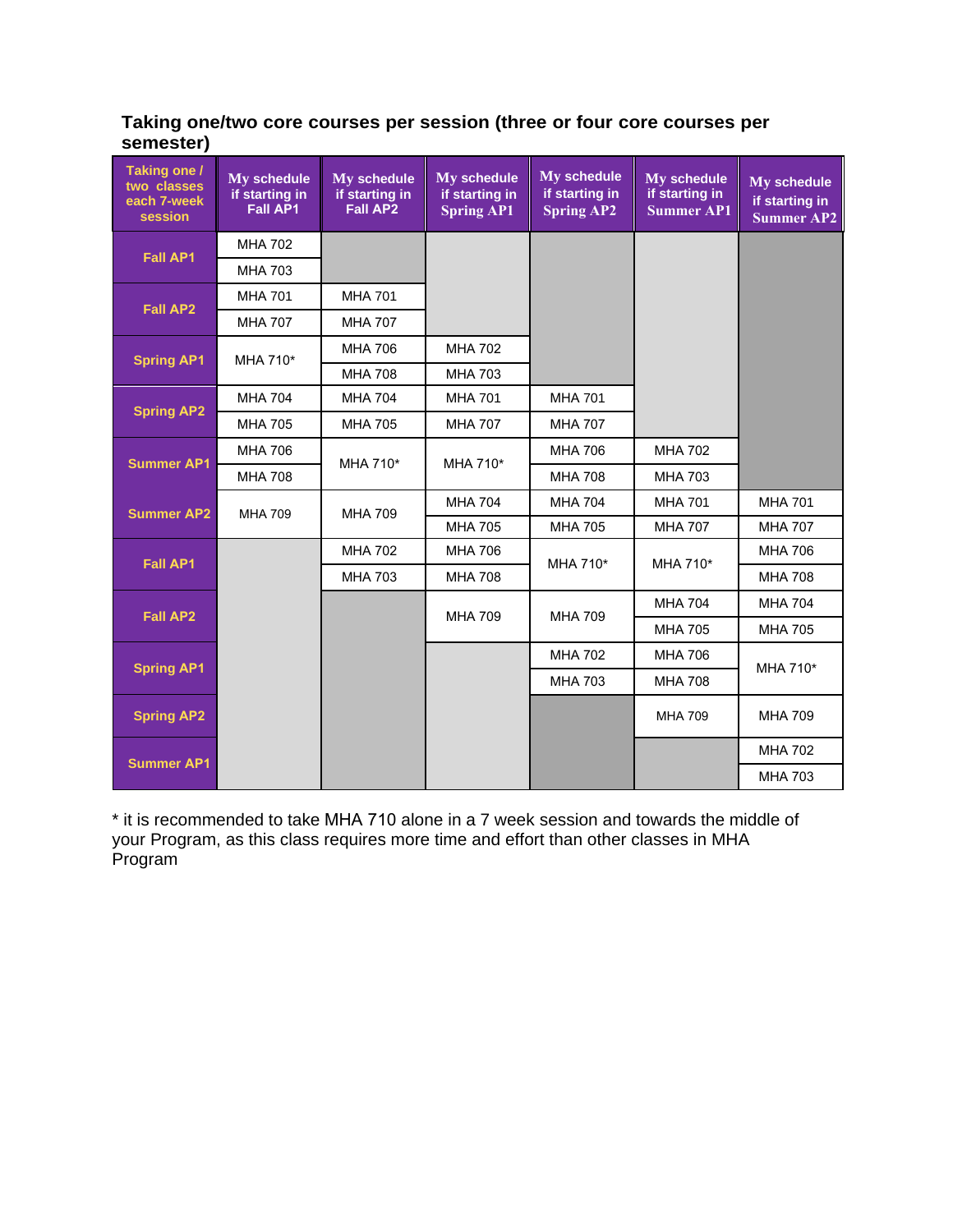### Taking one/two core courses per session (three or four core courses per semester)

| Taking one / two classes each 7-week session | My schedule if starting in Fall AP1 | My schedule if starting in Fall AP2 | My schedule if starting in Spring AP1 | My schedule if starting in Spring AP2 | My schedule if starting in Summer AP1 | My schedule if starting in Summer AP2 |
|---|---|---|---|---|---|---|
| Fall AP1 | MHA 702<br>MHA 703 | | | | | |
| Fall AP2 | MHA 701<br>MHA 707 | MHA 701<br>MHA 707 | | | | |
| Spring AP1 | MHA 710* | MHA 706<br>MHA 708 | MHA 702<br>MHA 703 | | | |
| Spring AP2 | MHA 704<br>MHA 705 | MHA 704<br>MHA 705 | MHA 701<br>MHA 707 | MHA 701<br>MHA 707 | | |
| Summer AP1 | MHA 706<br>MHA 708 | MHA 710* | MHA 710* | MHA 706<br>MHA 708 | MHA 702<br>MHA 703 | |
| Summer AP2 | MHA 709 | MHA 709 | MHA 704<br>MHA 705 | MHA 704<br>MHA 705 | MHA 701<br>MHA 707 | MHA 701<br>MHA 707 |
| Fall AP1 | | MHA 702<br>MHA 703 | MHA 706<br>MHA 708 | MHA 710* | MHA 710* | MHA 706<br>MHA 708 |
| Fall AP2 | | | MHA 709 | MHA 709 | MHA 704<br>MHA 705 | MHA 704<br>MHA 705 |
| Spring AP1 | | | | MHA 702<br>MHA 703 | MHA 706<br>MHA 708 | MHA 710* |
| Spring AP2 | | | | | MHA 709 | MHA 709 |
| Summer AP1 | | | | | | MHA 702<br>MHA 703 |

* it is recommended to take MHA 710 alone in a 7 week session and towards the middle of your Program, as this class requires more time and effort than other classes in MHA Program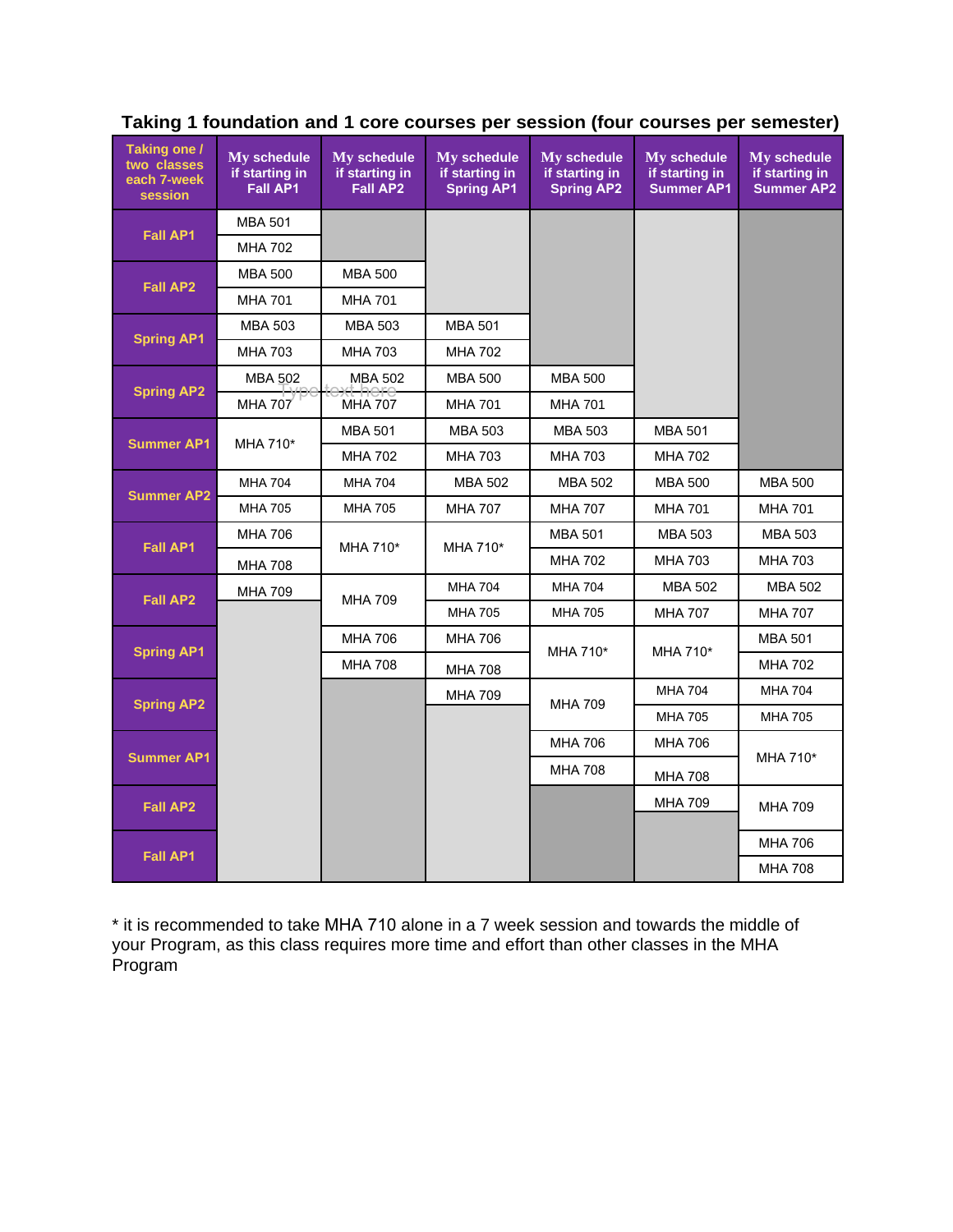## Taking 1 foundation and 1 core courses per session (four courses per semester)

| Taking one / two classes each 7-week session | My schedule if starting in Fall AP1 | My schedule if starting in Fall AP2 | My schedule if starting in Spring AP1 | My schedule if starting in Spring AP2 | My schedule if starting in Summer AP1 | My schedule if starting in Summer AP2 |
|---|---|---|---|---|---|---|
| Fall AP1 | MBA 501 | | | | | |
| | MHA 702 | | | | | |
| Fall AP2 | MBA 500 | MBA 500 | | | | |
| | MHA 701 | MHA 701 | | | | |
| Spring AP1 | MBA 503 | MBA 503 | MBA 501 | | | |
| | MHA 703 | MHA 703 | MHA 702 | | | |
| Spring AP2 | MBA 502 | MBA 502 | MBA 500 | MBA 500 | | |
| | MHA 707 | MHA 707 | MHA 701 | MHA 701 | | |
| Summer AP1 | MHA 710* | MBA 501 | MBA 503 | MBA 503 | MBA 501 | |
| | | MHA 702 | MHA 703 | MHA 703 | MHA 702 | |
| Summer AP2 | MHA 704 | MHA 704 | MBA 502 | MBA 502 | MBA 500 | MBA 500 |
| | MHA 705 | MHA 705 | MHA 707 | MHA 707 | MHA 701 | MHA 701 |
| Fall AP1 | MHA 706 | MHA 710* | MHA 710* | MBA 501 | MBA 503 | MBA 503 |
| | MHA 708 | | | MHA 702 | MHA 703 | MHA 703 |
| Fall AP2 | MHA 709 | MHA 709 | MHA 704 | MHA 704 | MBA 502 | MBA 502 |
| | | | MHA 705 | MHA 705 | MHA 707 | MHA 707 |
| Spring AP1 | | MHA 706 | MHA 706 | MHA 710* | MHA 710* | MBA 501 |
| | | MHA 708 | MHA 708 | | | MHA 702 |
| Spring AP2 | | | MHA 709 | MHA 709 | MHA 704 | MHA 704 |
| | | | | | MHA 705 | MHA 705 |
| Summer AP1 | | | | MHA 706 | MHA 706 | MHA 710* |
| | | | | MHA 708 | MHA 708 | |
| Fall AP2 | | | | | MHA 709 | MHA 709 |
| Fall AP1 | | | | | | MHA 706 |
| | | | | | | MHA 708 |

* it is recommended to take MHA 710 alone in a 7 week session and towards the middle of your Program, as this class requires more time and effort than other classes in the MHA Program